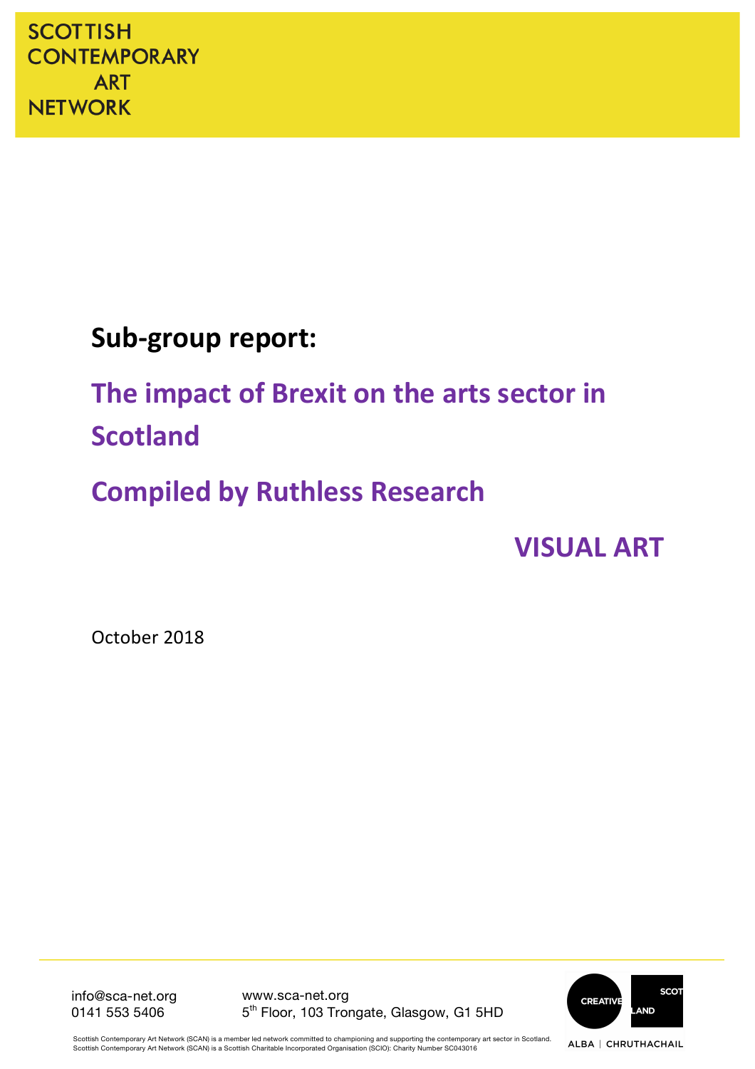SCOTTISH CONTEMPORARY ART NETWORK

# Sub-group report:

## The impact of Brexit on the arts sector in Scotland

## Compiled by Ruthless Research

## VISUAL ART

October 2018

info@sca-net.org
0141 553 5406

www.sca-net.org
5th Floor, 103 Trongate, Glasgow, G1 5HD

CREATIVE SCOTLAND
ALBA | CHRUTHACHAIL

Scottish Contemporary Art Network (SCAN) is a member led network committed to championing and supporting the contemporary art sector in Scotland.
Scottish Contemporary Art Network (SCAN) is a Scottish Charitable Incorporated Organisation (SCIO): Charity Number SC043016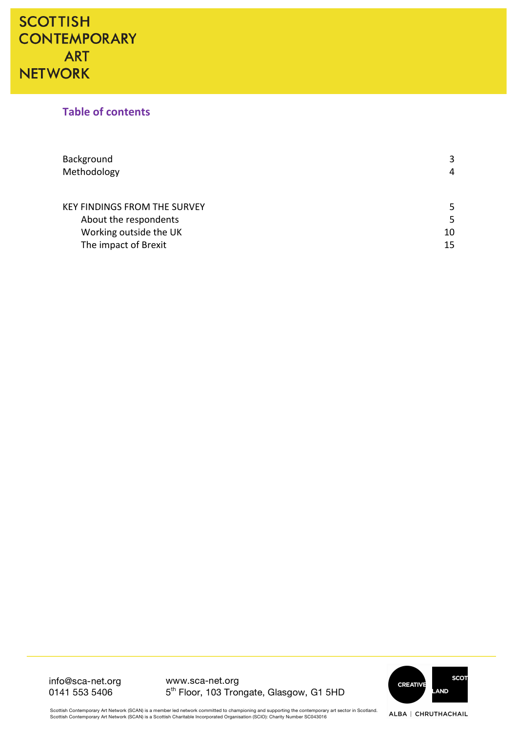## Table of contents

| | |
|---|---|
| Background | 3 |
| Methodology | 4 |
| | |
| KEY FINDINGS FROM THE SURVEY | 5 |
| About the respondents | 5 |
| Working outside the UK | 10 |
| The impact of Brexit | 15 |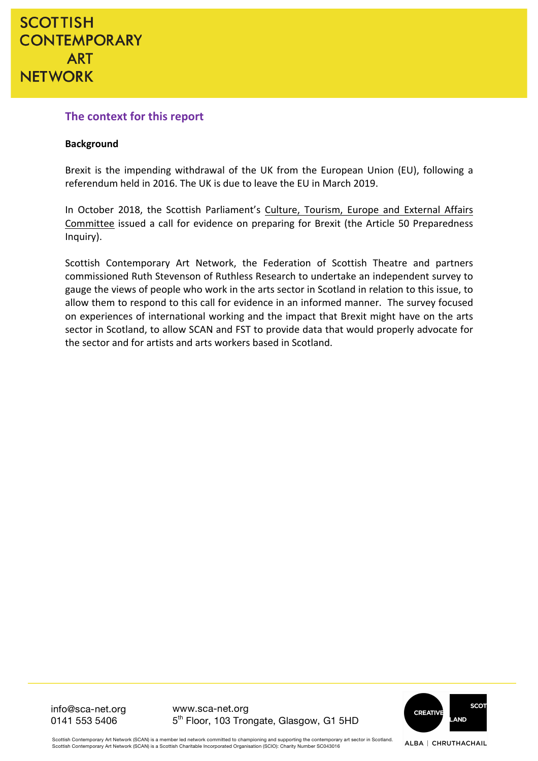## The context for this report

**Background**

Brexit is the impending withdrawal of the UK from the European Union (EU), following a referendum held in 2016. The UK is due to leave the EU in March 2019.

In October 2018, the Scottish Parliament's Culture, Tourism, Europe and External Affairs Committee issued a call for evidence on preparing for Brexit (the Article 50 Preparedness Inquiry).

Scottish Contemporary Art Network, the Federation of Scottish Theatre and partners commissioned Ruth Stevenson of Ruthless Research to undertake an independent survey to gauge the views of people who work in the arts sector in Scotland in relation to this issue, to allow them to respond to this call for evidence in an informed manner. The survey focused on experiences of international working and the impact that Brexit might have on the arts sector in Scotland, to allow SCAN and FST to provide data that would properly advocate for the sector and for artists and arts workers based in Scotland.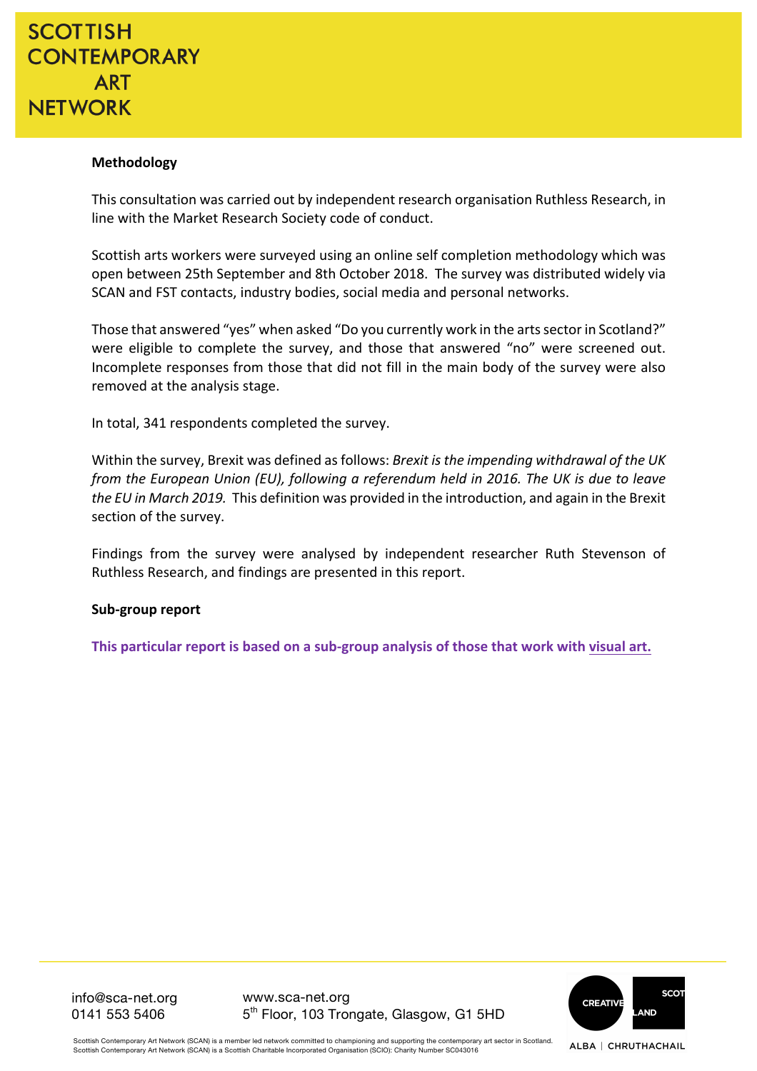**Methodology**

This consultation was carried out by independent research organisation Ruthless Research, in line with the Market Research Society code of conduct.

Scottish arts workers were surveyed using an online self completion methodology which was open between 25th September and 8th October 2018. The survey was distributed widely via SCAN and FST contacts, industry bodies, social media and personal networks.

Those that answered "yes" when asked "Do you currently work in the arts sector in Scotland?" were eligible to complete the survey, and those that answered "no" were screened out. Incomplete responses from those that did not fill in the main body of the survey were also removed at the analysis stage.

In total, 341 respondents completed the survey.

Within the survey, Brexit was defined as follows: *Brexit is the impending withdrawal of the UK from the European Union (EU), following a referendum held in 2016. The UK is due to leave the EU in March 2019.* This definition was provided in the introduction, and again in the Brexit section of the survey.

Findings from the survey were analysed by independent researcher Ruth Stevenson of Ruthless Research, and findings are presented in this report.

**Sub-group report**

**This particular report is based on a sub-group analysis of those that work with visual art.**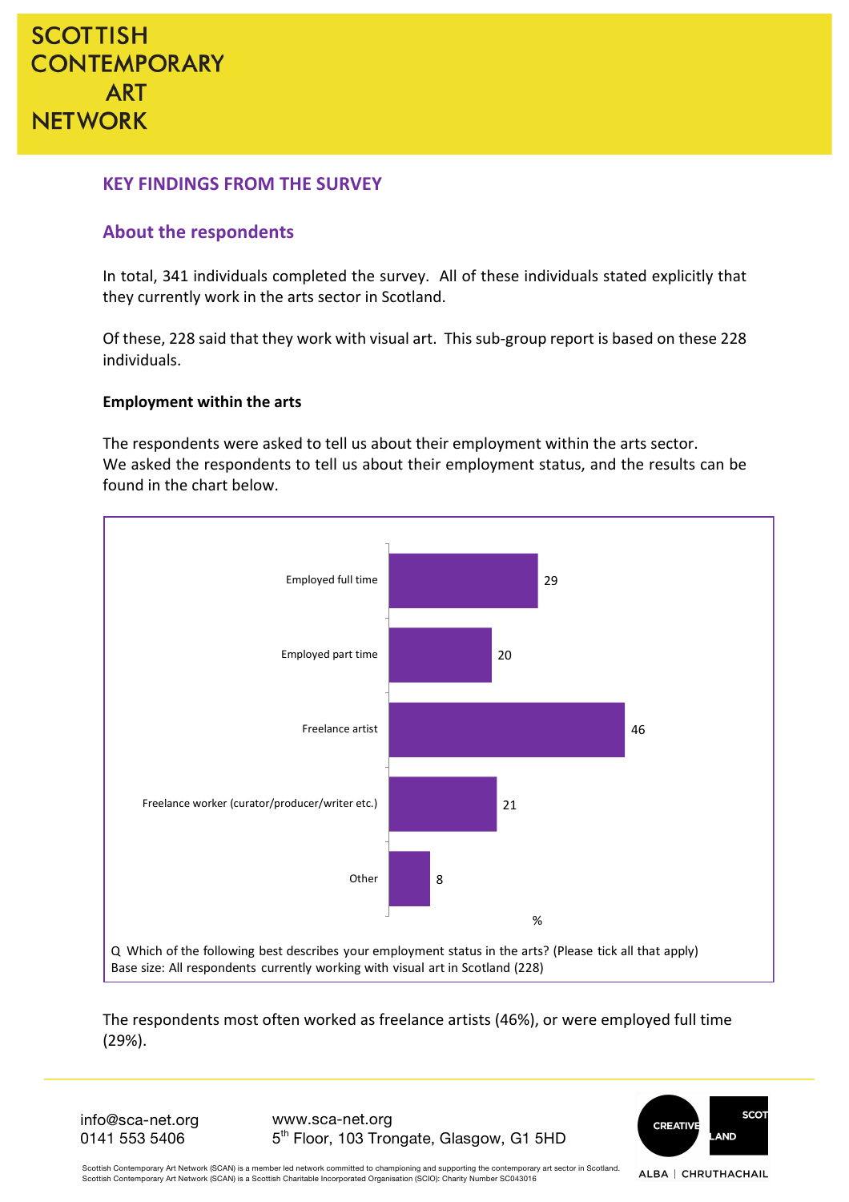## KEY FINDINGS FROM THE SURVEY

### About the respondents

In total, 341 individuals completed the survey. All of these individuals stated explicitly that they currently work in the arts sector in Scotland.

Of these, 228 said that they work with visual art. This sub-group report is based on these 228 individuals.

**Employment within the arts**

The respondents were asked to tell us about their employment within the arts sector. We asked the respondents to tell us about their employment status, and the results can be found in the chart below.

| Employment status | % |
|---|---|
| Employed full time | 29 |
| Employed part time | 20 |
| Freelance artist | 46 |
| Freelance worker (curator/producer/writer etc.) | 21 |
| Other | 8 |

Q Which of the following best describes your employment status in the arts? (Please tick all that apply)
Base size: All respondents currently working with visual art in Scotland (228)

The respondents most often worked as freelance artists (46%), or were employed full time (29%).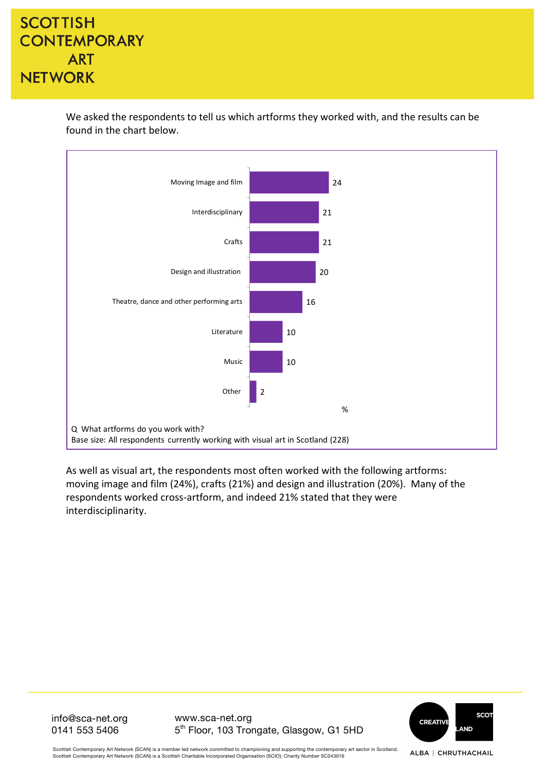We asked the respondents to tell us which artforms they worked with, and the results can be found in the chart below.

| Artform | % |
|---|---|
| Moving Image and film | 24 |
| Interdisciplinary | 21 |
| Crafts | 21 |
| Design and illustration | 20 |
| Theatre, dance and other performing arts | 16 |
| Literature | 10 |
| Music | 10 |
| Other | 2 |

Q What artforms do you work with?
Base size: All respondents currently working with visual art in Scotland (228)

As well as visual art, the respondents most often worked with the following artforms: moving image and film (24%), crafts (21%) and design and illustration (20%). Many of the respondents worked cross-artform, and indeed 21% stated that they were interdisciplinarity.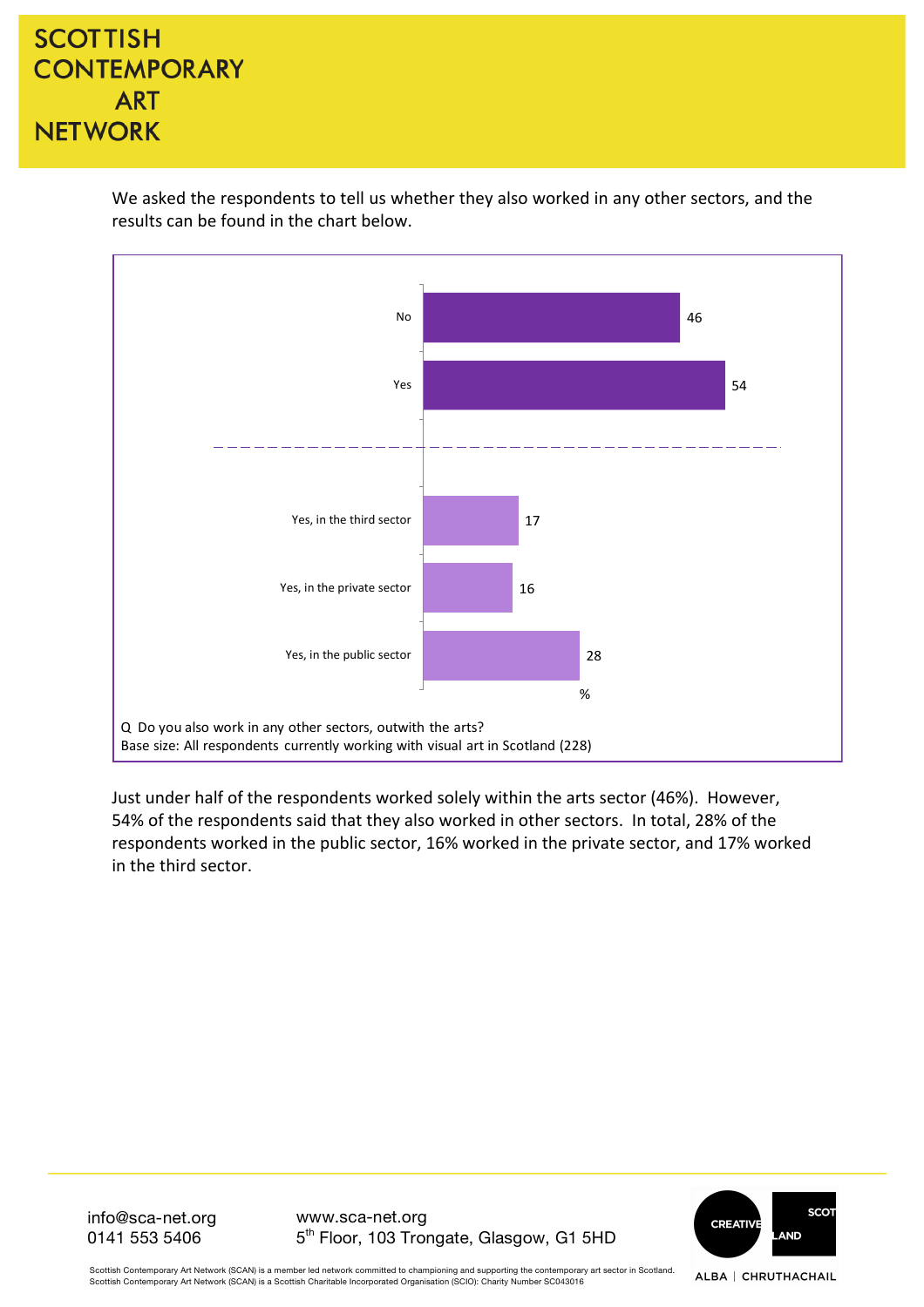We asked the respondents to tell us whether they also worked in any other sectors, and the results can be found in the chart below.

| | % |
|---|---|
| No | 46 |
| Yes | 54 |
| Yes, in the third sector | 17 |
| Yes, in the private sector | 16 |
| Yes, in the public sector | 28 |

Q Do you also work in any other sectors, outwith the arts?
Base size: All respondents currently working with visual art in Scotland (228)

Just under half of the respondents worked solely within the arts sector (46%). However, 54% of the respondents said that they also worked in other sectors. In total, 28% of the respondents worked in the public sector, 16% worked in the private sector, and 17% worked in the third sector.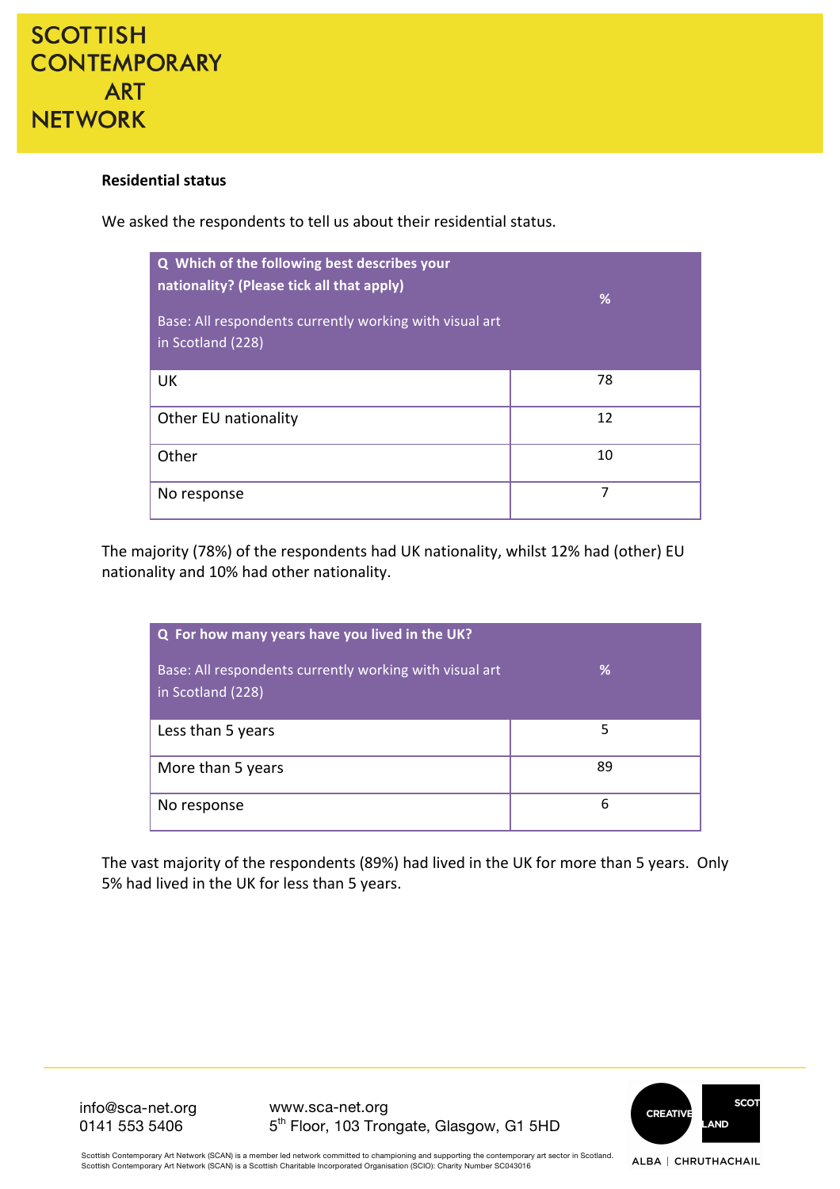**Residential status**

We asked the respondents to tell us about their residential status.

| Q Which of the following best describes your nationality? (Please tick all that apply) Base: All respondents currently working with visual art in Scotland (228) | % |
|---|---|
| UK | 78 |
| Other EU nationality | 12 |
| Other | 10 |
| No response | 7 |

The majority (78%) of the respondents had UK nationality, whilst 12% had (other) EU nationality and 10% had other nationality.

| Q For how many years have you lived in the UK? Base: All respondents currently working with visual art in Scotland (228) | % |
|---|---|
| Less than 5 years | 5 |
| More than 5 years | 89 |
| No response | 6 |

The vast majority of the respondents (89%) had lived in the UK for more than 5 years. Only 5% had lived in the UK for less than 5 years.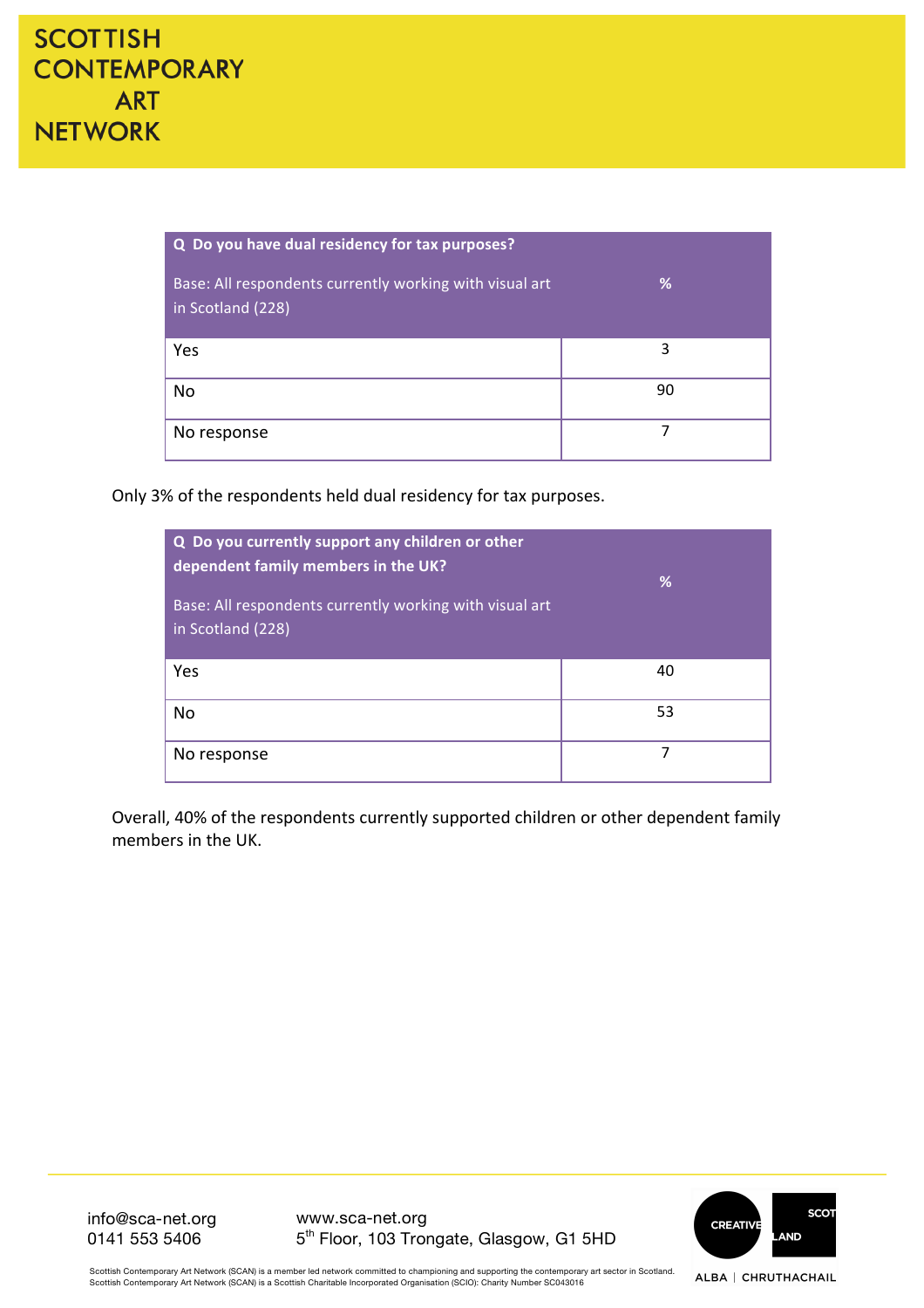| Q Do you have dual residency for tax purposes? Base: All respondents currently working with visual art in Scotland (228) | % |
|---|---|
| Yes | 3 |
| No | 90 |
| No response | 7 |

Only 3% of the respondents held dual residency for tax purposes.

| Q Do you currently support any children or other dependent family members in the UK? Base: All respondents currently working with visual art in Scotland (228) | % |
|---|---|
| Yes | 40 |
| No | 53 |
| No response | 7 |

Overall, 40% of the respondents currently supported children or other dependent family members in the UK.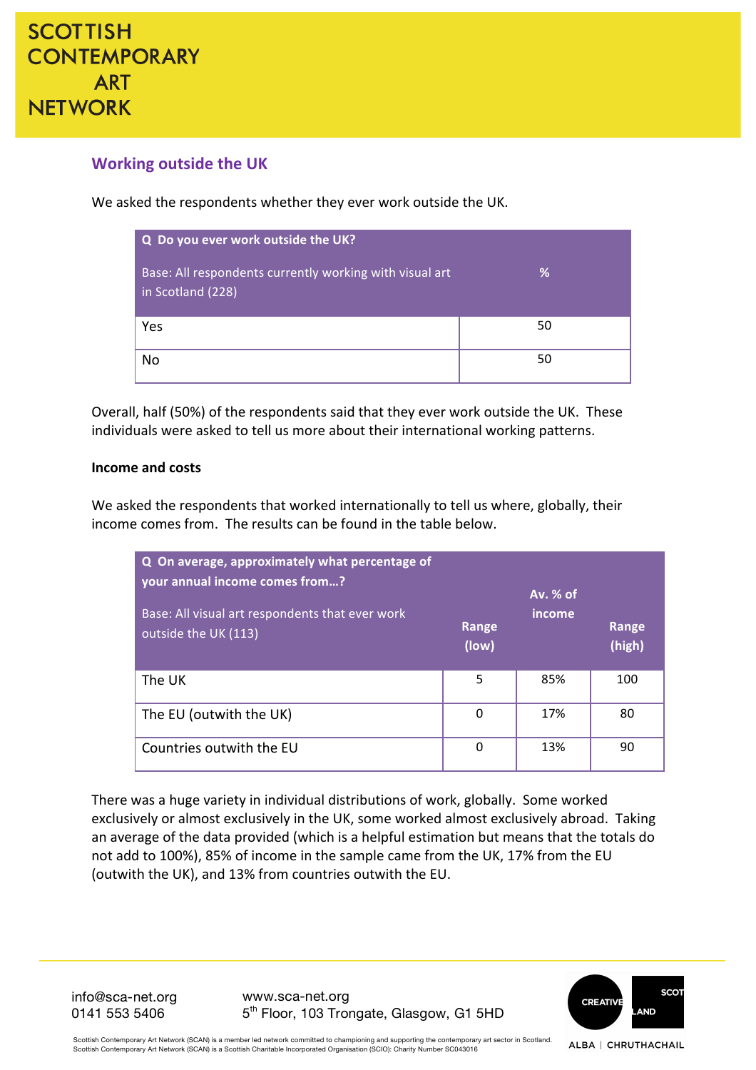## Working outside the UK

We asked the respondents whether they ever work outside the UK.

| Q Do you ever work outside the UK? Base: All respondents currently working with visual art in Scotland (228) | % |
|---|---|
| Yes | 50 |
| No | 50 |

Overall, half (50%) of the respondents said that they ever work outside the UK. These individuals were asked to tell us more about their international working patterns.

**Income and costs**

We asked the respondents that worked internationally to tell us where, globally, their income comes from. The results can be found in the table below.

| Q On average, approximately what percentage of your annual income comes from…? Base: All visual art respondents that ever work outside the UK (113) | Range (low) | Av. % of income | Range (high) |
|---|---|---|---|
| The UK | 5 | 85% | 100 |
| The EU (outwith the UK) | 0 | 17% | 80 |
| Countries outwith the EU | 0 | 13% | 90 |

There was a huge variety in individual distributions of work, globally. Some worked exclusively or almost exclusively in the UK, some worked almost exclusively abroad. Taking an average of the data provided (which is a helpful estimation but means that the totals do not add to 100%), 85% of income in the sample came from the UK, 17% from the EU (outwith the UK), and 13% from countries outwith the EU.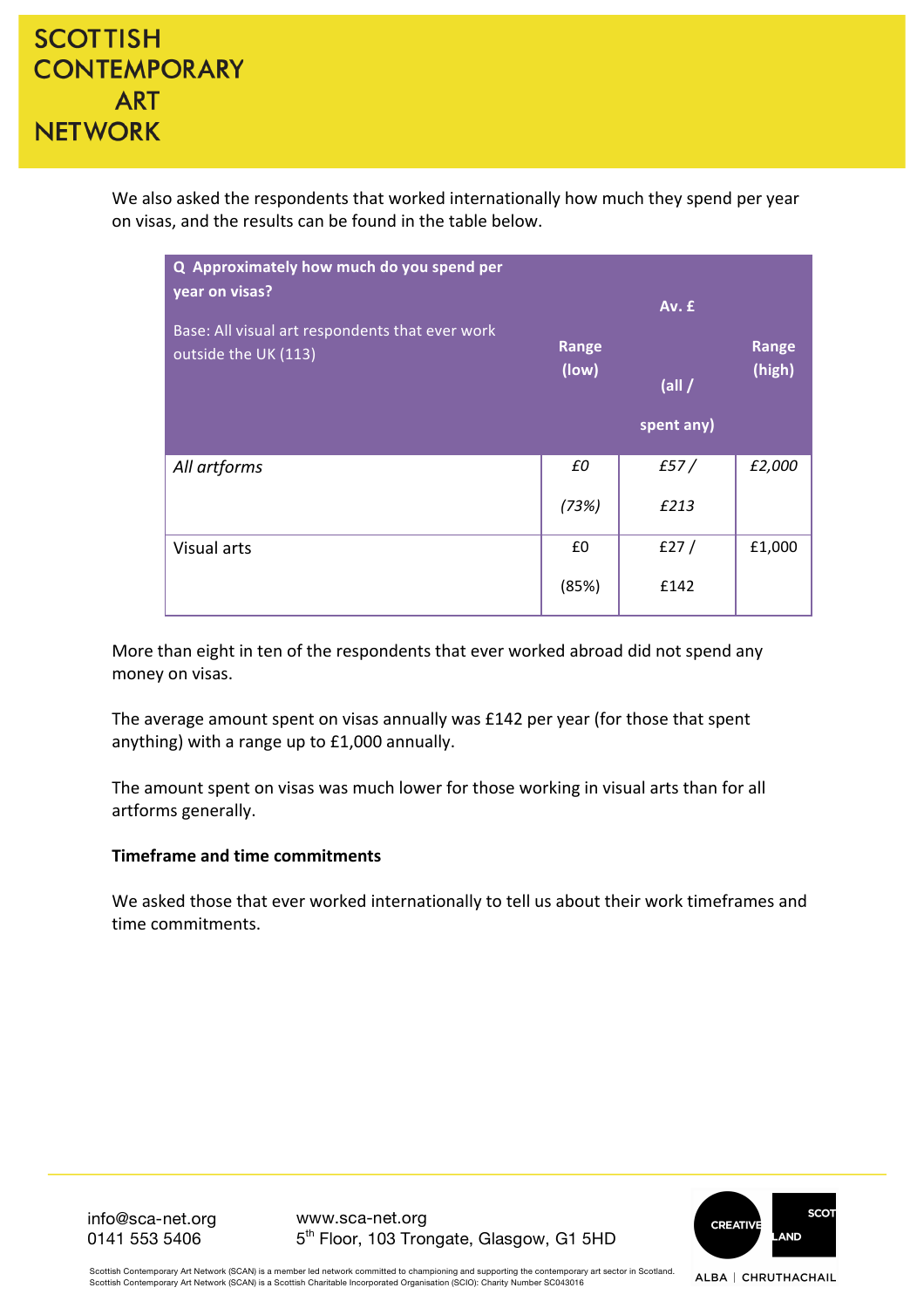We also asked the respondents that worked internationally how much they spend per year on visas, and the results can be found in the table below.

| **Q Approximately how much do you spend per year on visas?** Base: All visual art respondents that ever work outside the UK (113) | **Range (low)** | **Av. £ (all / spent any)** | **Range (high)** |
|---|---|---|---|
| *All artforms* | *£0 (73%)* | *£57 / £213* | *£2,000* |
| Visual arts | £0 (85%) | £27 / £142 | £1,000 |

More than eight in ten of the respondents that ever worked abroad did not spend any money on visas.

The average amount spent on visas annually was £142 per year (for those that spent anything) with a range up to £1,000 annually.

The amount spent on visas was much lower for those working in visual arts than for all artforms generally.

**Timeframe and time commitments**

We asked those that ever worked internationally to tell us about their work timeframes and time commitments.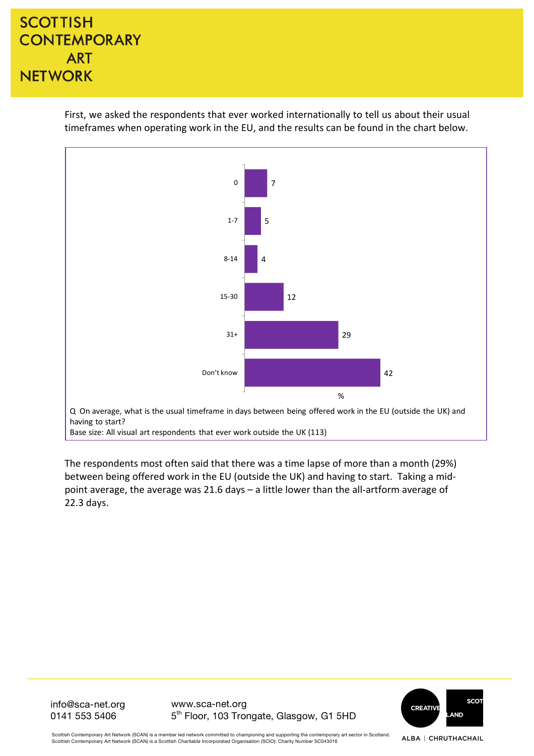First, we asked the respondents that ever worked internationally to tell us about their usual timeframes when operating work in the EU, and the results can be found in the chart below.

| Days | % |
|---|---|
| 0 | 7 |
| 1-7 | 5 |
| 8-14 | 4 |
| 15-30 | 12 |
| 31+ | 29 |
| Don't know | 42 |

Q On average, what is the usual timeframe in days between being offered work in the EU (outside the UK) and having to start?
Base size: All visual art respondents that ever work outside the UK (113)

The respondents most often said that there was a time lapse of more than a month (29%) between being offered work in the EU (outside the UK) and having to start. Taking a mid-point average, the average was 21.6 days – a little lower than the all-artform average of 22.3 days.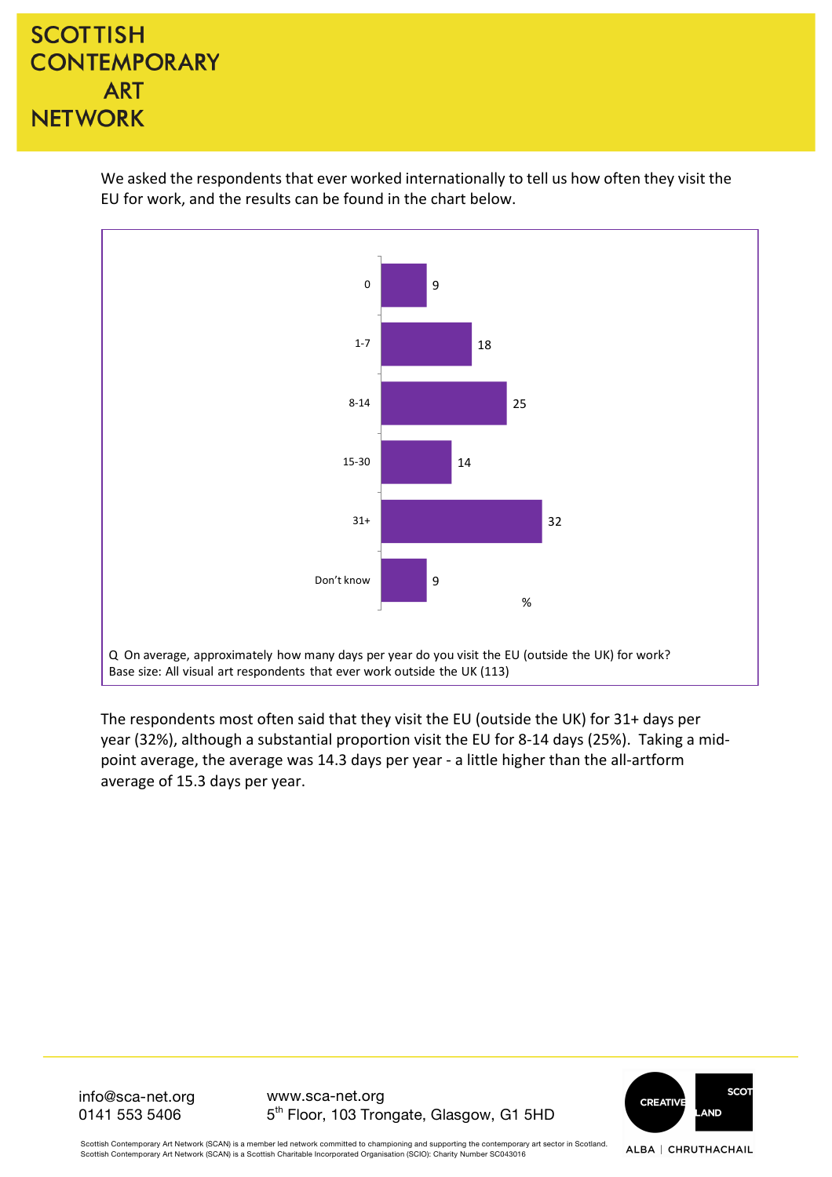We asked the respondents that ever worked internationally to tell us how often they visit the EU for work, and the results can be found in the chart below.

| Days | % |
|---|---|
| 0 | 9 |
| 1-7 | 18 |
| 8-14 | 25 |
| 15-30 | 14 |
| 31+ | 32 |
| Don't know | 9 |

Q On average, approximately how many days per year do you visit the EU (outside the UK) for work?
Base size: All visual art respondents that ever work outside the UK (113)

The respondents most often said that they visit the EU (outside the UK) for 31+ days per year (32%), although a substantial proportion visit the EU for 8-14 days (25%). Taking a mid-point average, the average was 14.3 days per year - a little higher than the all-artform average of 15.3 days per year.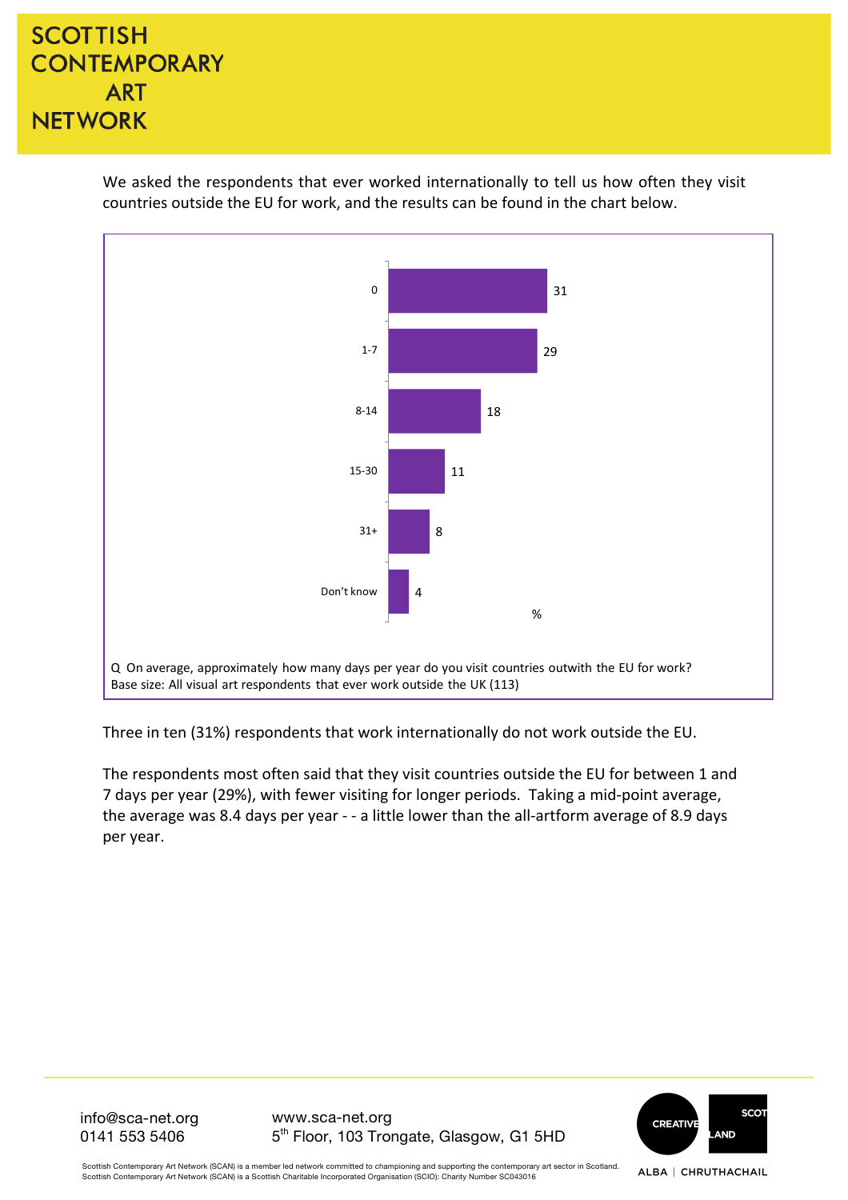We asked the respondents that ever worked internationally to tell us how often they visit countries outside the EU for work, and the results can be found in the chart below.

| Days per year | % |
|---|---|
| 0 | 31 |
| 1-7 | 29 |
| 8-14 | 18 |
| 15-30 | 11 |
| 31+ | 8 |
| Don't know | 4 |

Q On average, approximately how many days per year do you visit countries outwith the EU for work?
Base size: All visual art respondents that ever work outside the UK (113)

Three in ten (31%) respondents that work internationally do not work outside the EU.

The respondents most often said that they visit countries outside the EU for between 1 and 7 days per year (29%), with fewer visiting for longer periods. Taking a mid-point average, the average was 8.4 days per year - - a little lower than the all-artform average of 8.9 days per year.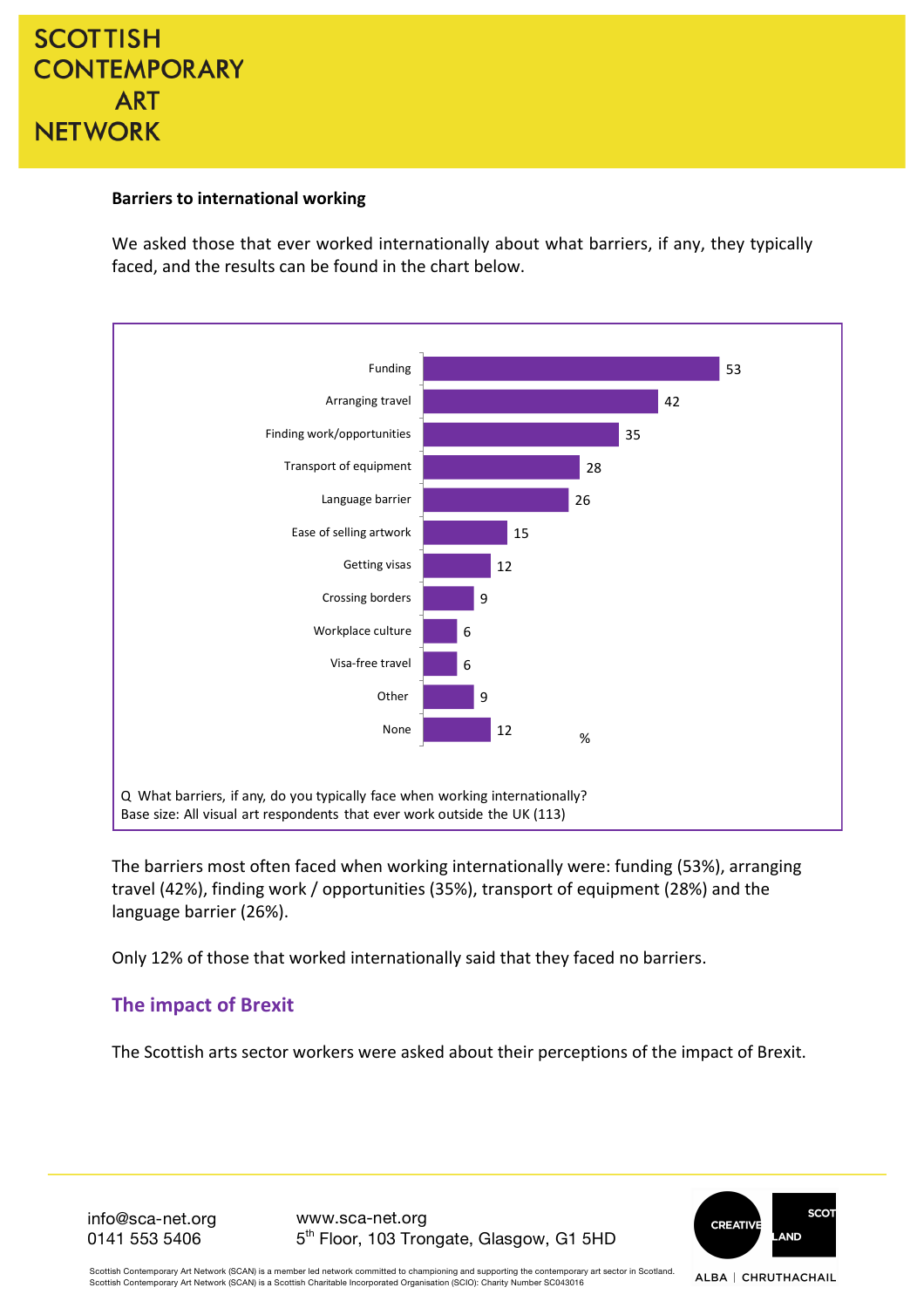**Barriers to international working**

We asked those that ever worked internationally about what barriers, if any, they typically faced, and the results can be found in the chart below.

| Barrier | % |
|---|---|
| Funding | 53 |
| Arranging travel | 42 |
| Finding work/opportunities | 35 |
| Transport of equipment | 28 |
| Language barrier | 26 |
| Ease of selling artwork | 15 |
| Getting visas | 12 |
| Crossing borders | 9 |
| Workplace culture | 6 |
| Visa-free travel | 6 |
| Other | 9 |
| None | 12 |

Q What barriers, if any, do you typically face when working internationally?
Base size: All visual art respondents that ever work outside the UK (113)

The barriers most often faced when working internationally were: funding (53%), arranging travel (42%), finding work / opportunities (35%), transport of equipment (28%) and the language barrier (26%).

Only 12% of those that worked internationally said that they faced no barriers.

## The impact of Brexit

The Scottish arts sector workers were asked about their perceptions of the impact of Brexit.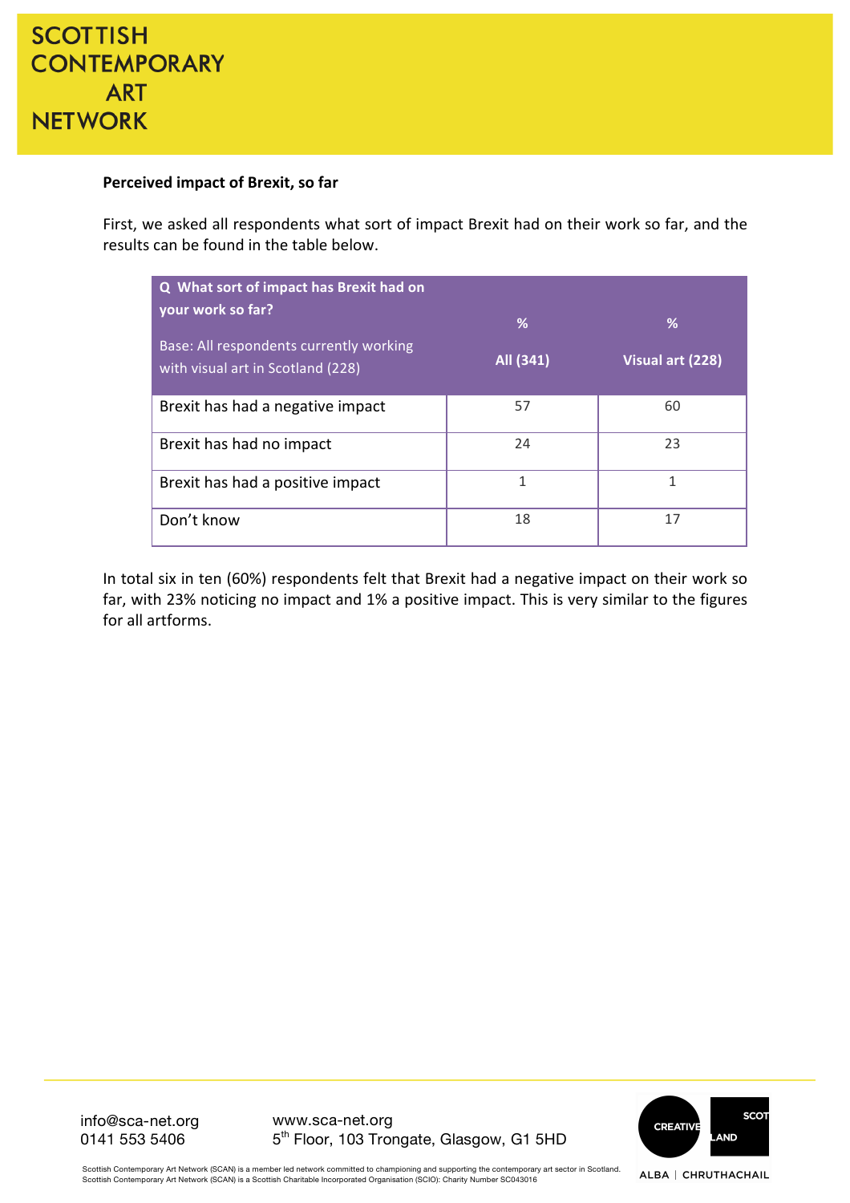**Perceived impact of Brexit, so far**

First, we asked all respondents what sort of impact Brexit had on their work so far, and the results can be found in the table below.

| **Q What sort of impact has Brexit had on your work so far?** Base: All respondents currently working with visual art in Scotland (228) | **%** All (341) | **%** Visual art (228) |
|---|---|---|
| Brexit has had a negative impact | 57 | 60 |
| Brexit has had no impact | 24 | 23 |
| Brexit has had a positive impact | 1 | 1 |
| Don't know | 18 | 17 |

In total six in ten (60%) respondents felt that Brexit had a negative impact on their work so far, with 23% noticing no impact and 1% a positive impact. This is very similar to the figures for all artforms.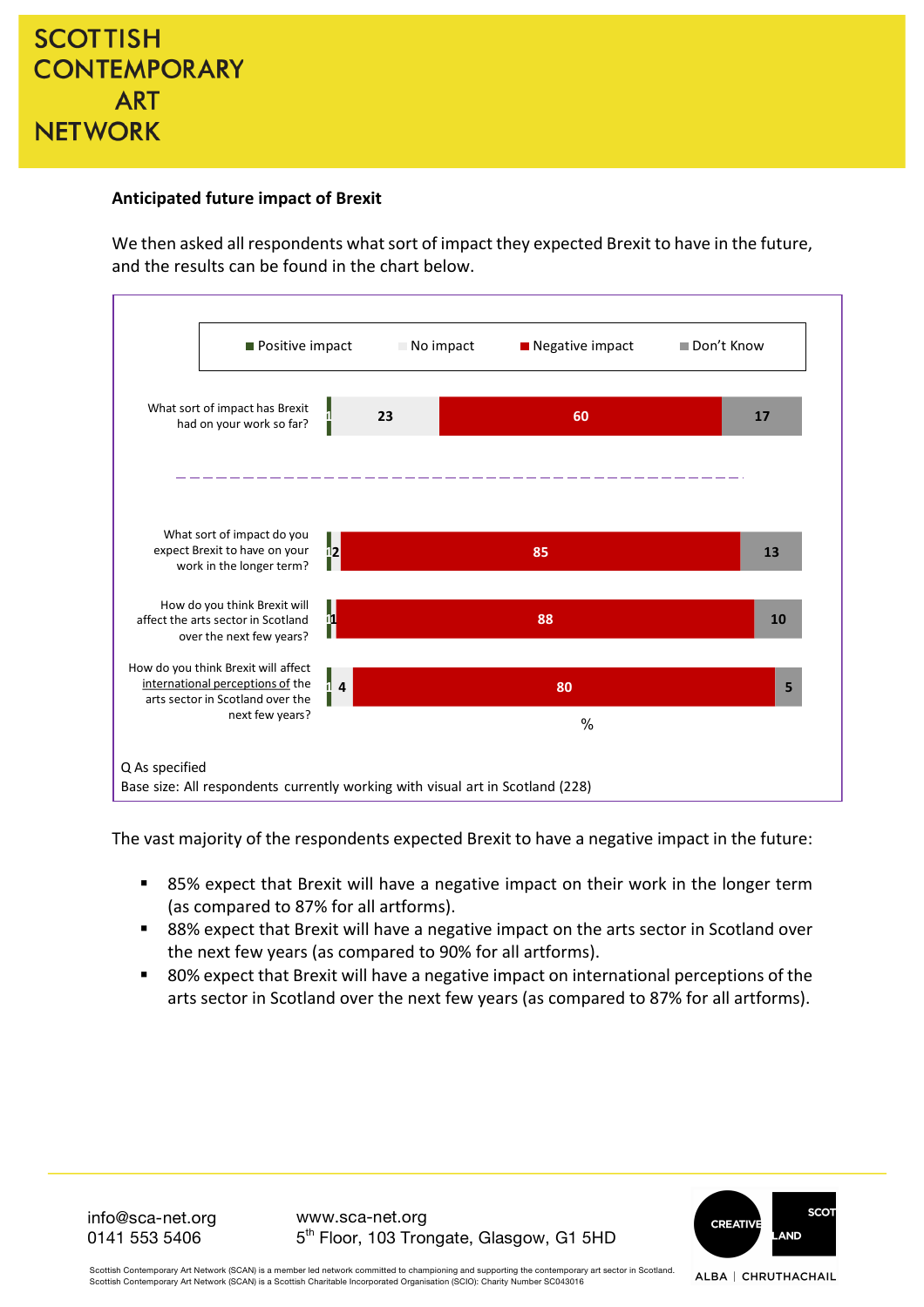### Anticipated future impact of Brexit

We then asked all respondents what sort of impact they expected Brexit to have in the future, and the results can be found in the chart below.

| | Positive impact | No impact | Negative impact | Don't Know |
|---|---|---|---|---|
| What sort of impact has Brexit had on your work so far? | 1 | 23 | 60 | 17 |
| What sort of impact do you expect Brexit to have on your work in the longer term? | 1 | 2 | 85 | 13 |
| How do you think Brexit will affect the arts sector in Scotland over the next few years? | 1 | 1 | 88 | 10 |
| How do you think Brexit will affect international perceptions of the arts sector in Scotland over the next few years? | 1 | 4 | 80 | 5 |

%

Q As specified
Base size: All respondents currently working with visual art in Scotland (228)

The vast majority of the respondents expected Brexit to have a negative impact in the future:

- 85% expect that Brexit will have a negative impact on their work in the longer term (as compared to 87% for all artforms).
- 88% expect that Brexit will have a negative impact on the arts sector in Scotland over the next few years (as compared to 90% for all artforms).
- 80% expect that Brexit will have a negative impact on international perceptions of the arts sector in Scotland over the next few years (as compared to 87% for all artforms).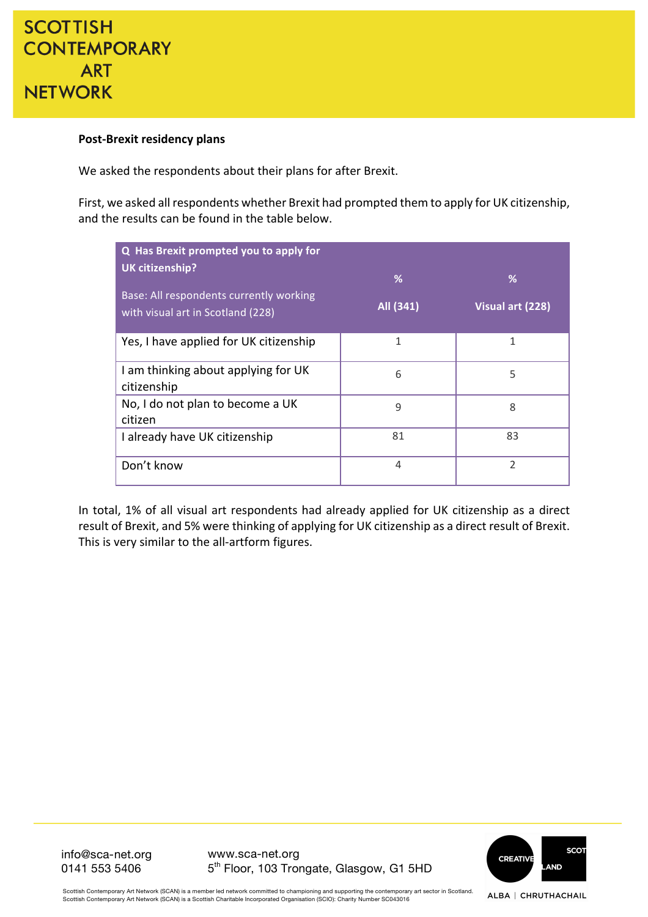**Post-Brexit residency plans**

We asked the respondents about their plans for after Brexit.

First, we asked all respondents whether Brexit had prompted them to apply for UK citizenship, and the results can be found in the table below.

| **Q Has Brexit prompted you to apply for UK citizenship?** Base: All respondents currently working with visual art in Scotland (228) | % All (341) | % Visual art (228) |
|---|---|---|
| Yes, I have applied for UK citizenship | 1 | 1 |
| I am thinking about applying for UK citizenship | 6 | 5 |
| No, I do not plan to become a UK citizen | 9 | 8 |
| I already have UK citizenship | 81 | 83 |
| Don't know | 4 | 2 |

In total, 1% of all visual art respondents had already applied for UK citizenship as a direct result of Brexit, and 5% were thinking of applying for UK citizenship as a direct result of Brexit. This is very similar to the all-artform figures.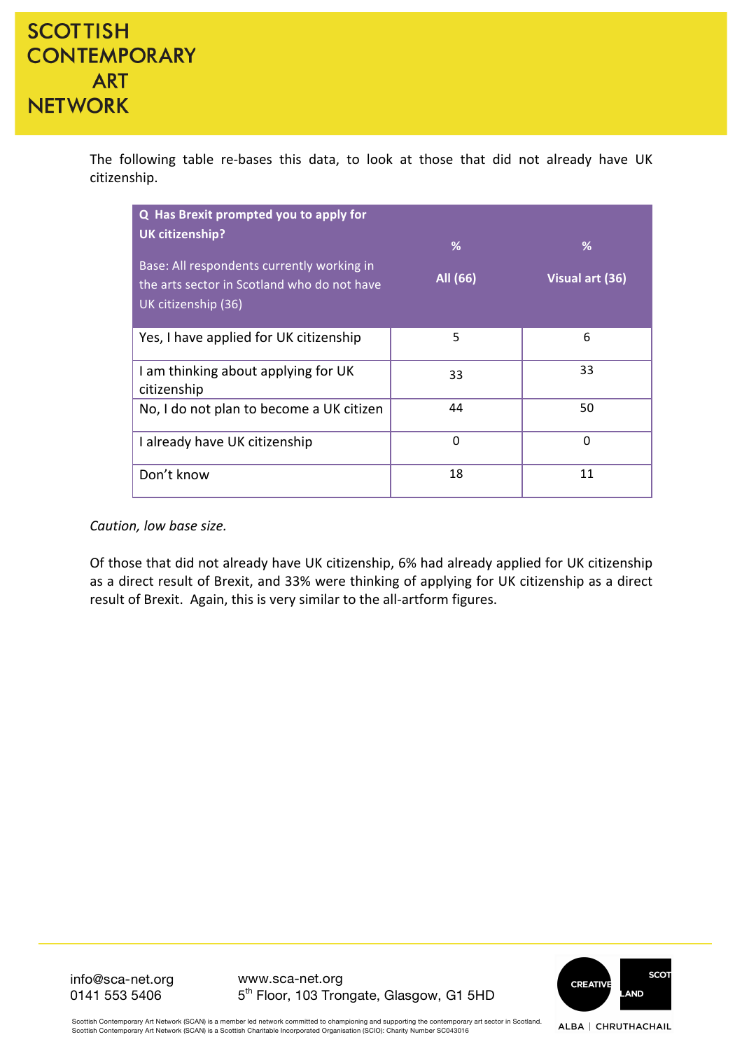The following table re-bases this data, to look at those that did not already have UK citizenship.

| Q Has Brexit prompted you to apply for UK citizenship?<br>Base: All respondents currently working in the arts sector in Scotland who do not have UK citizenship (36) | %<br>All (66) | %<br>Visual art (36) |
|---|---|---|
| Yes, I have applied for UK citizenship | 5 | 6 |
| I am thinking about applying for UK citizenship | 33 | 33 |
| No, I do not plan to become a UK citizen | 44 | 50 |
| I already have UK citizenship | 0 | 0 |
| Don't know | 18 | 11 |

*Caution, low base size.*

Of those that did not already have UK citizenship, 6% had already applied for UK citizenship as a direct result of Brexit, and 33% were thinking of applying for UK citizenship as a direct result of Brexit. Again, this is very similar to the all-artform figures.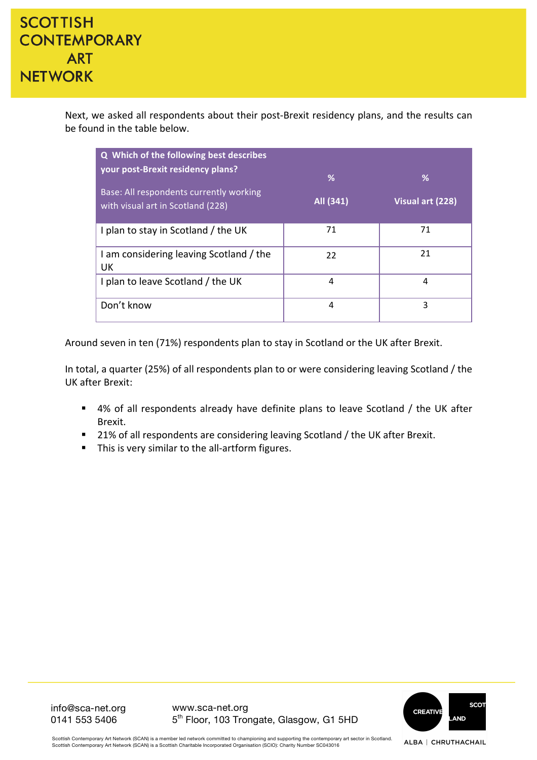Next, we asked all respondents about their post-Brexit residency plans, and the results can be found in the table below.

| **Q Which of the following best describes your post-Brexit residency plans?** Base: All respondents currently working with visual art in Scotland (228) | **%** All (341) | **%** Visual art (228) |
|---|---|---|
| I plan to stay in Scotland / the UK | 71 | 71 |
| I am considering leaving Scotland / the UK | 22 | 21 |
| I plan to leave Scotland / the UK | 4 | 4 |
| Don't know | 4 | 3 |

Around seven in ten (71%) respondents plan to stay in Scotland or the UK after Brexit.

In total, a quarter (25%) of all respondents plan to or were considering leaving Scotland / the UK after Brexit:

- 4% of all respondents already have definite plans to leave Scotland / the UK after Brexit.
- 21% of all respondents are considering leaving Scotland / the UK after Brexit.
- This is very similar to the all-artform figures.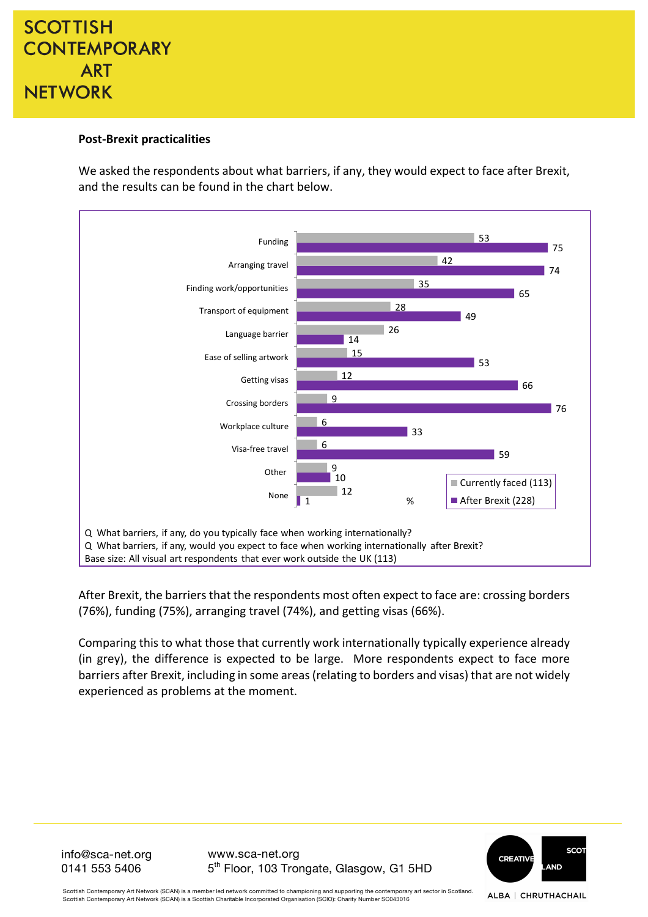**Post-Brexit practicalities**

We asked the respondents about what barriers, if any, they would expect to face after Brexit, and the results can be found in the chart below.

Funding 53 75
Arranging travel 42 74
Finding work/opportunities 35 65
Transport of equipment 28 49
Language barrier 26 14
Ease of selling artwork 15 53
Getting visas 12 66
Crossing borders 9 76
Workplace culture 6 33
Visa-free travel 6 59
Other 9 10
None 12 1
%

Currently faced (113)
After Brexit (228)

Q What barriers, if any, do you typically face when working internationally?
Q What barriers, if any, would you expect to face when working internationally after Brexit?
Base size: All visual art respondents that ever work outside the UK (113)

After Brexit, the barriers that the respondents most often expect to face are: crossing borders (76%), funding (75%), arranging travel (74%), and getting visas (66%).

Comparing this to what those that currently work internationally typically experience already (in grey), the difference is expected to be large. More respondents expect to face more barriers after Brexit, including in some areas (relating to borders and visas) that are not widely experienced as problems at the moment.